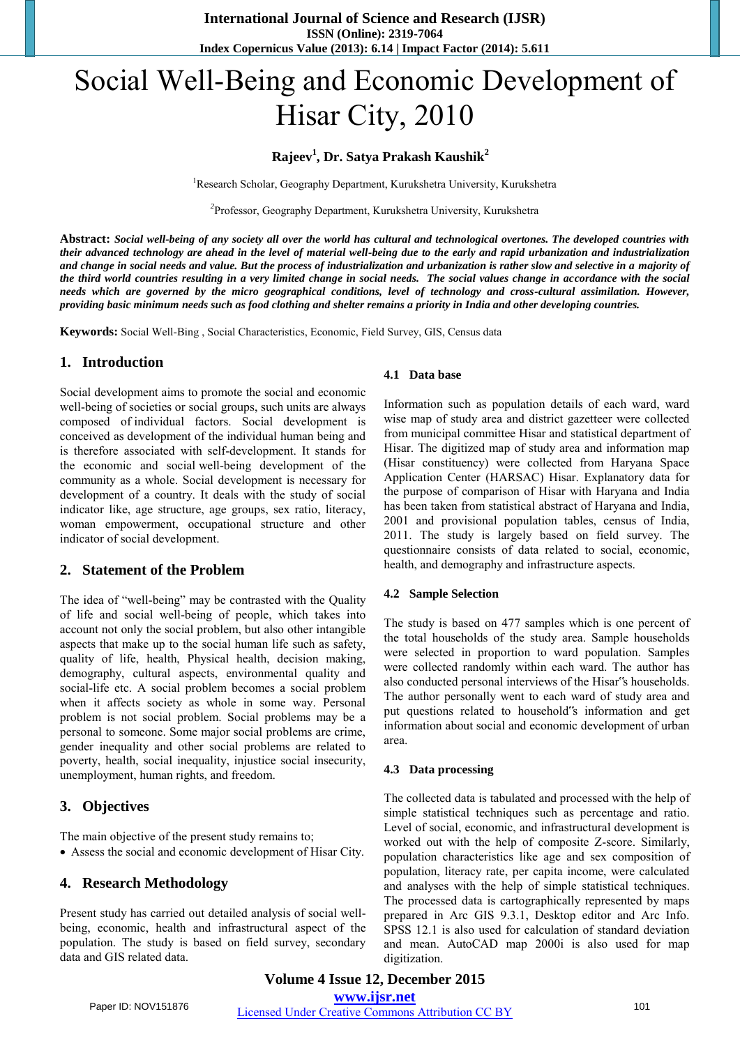# Social Well-Being and Economic Development of Hisar City, 2010

**Rajeev[1], Dr. Satya Prakash Kaushik[2]**

[1]Research Scholar, Geography Department, Kurukshetra University, Kurukshetra

[2]Professor, Geography Department, Kurukshetra University, Kurukshetra

**Abstract:** ***Social well-being of any society all over the world has cultural and technological overtones. The developed countries with their advanced technology are ahead in the level of material well-being due to the early and rapid urbanization and industrialization and change in social needs and value. But the process of industrialization and urbanization is rather slow and selective in a majority of the third world countries resulting in a very limited change in social needs. The social values change in accordance with the social needs which are governed by the micro geographical conditions, level of technology and cross-cultural assimilation. However, providing basic minimum needs such as food clothing and shelter remains a priority in India and other developing countries.***

**Keywords:** Social Well-Bing , Social Characteristics, Economic, Field Survey, GIS, Census data

## 1. Introduction

Social development aims to promote the social and economic well-being of societies or social groups, such units are always composed of individual factors. Social development is conceived as development of the individual human being and is therefore associated with self-development. It stands for the economic and social well-being development of the community as a whole. Social development is necessary for development of a country. It deals with the study of social indicator like, age structure, age groups, sex ratio, literacy, woman empowerment, occupational structure and other indicator of social development.

## 2. Statement of the Problem

The idea of "well-being" may be contrasted with the Quality of life and social well-being of people, which takes into account not only the social problem, but also other intangible aspects that make up to the social human life such as safety, quality of life, health, Physical health, decision making, demography, cultural aspects, environmental quality and social-life etc. A social problem becomes a social problem when it affects society as whole in some way. Personal problem is not social problem. Social problems may be a personal to someone. Some major social problems are crime, gender inequality and other social problems are related to poverty, health, social inequality, injustice social insecurity, unemployment, human rights, and freedom.

## 3. Objectives

The main objective of the present study remains to;

- Assess the social and economic development of Hisar City.

## 4. Research Methodology

Present study has carried out detailed analysis of social well-being, economic, health and infrastructural aspect of the population. The study is based on field survey, secondary data and GIS related data.

### 4.1 Data base

Information such as population details of each ward, ward wise map of study area and district gazetteer were collected from municipal committee Hisar and statistical department of Hisar. The digitized map of study area and information map (Hisar constituency) were collected from Haryana Space Application Center (HARSAC) Hisar. Explanatory data for the purpose of comparison of Hisar with Haryana and India has been taken from statistical abstract of Haryana and India, 2001 and provisional population tables, census of India, 2011. The study is largely based on field survey. The questionnaire consists of data related to social, economic, health, and demography and infrastructure aspects.

### 4.2 Sample Selection

The study is based on 477 samples which is one percent of the total households of the study area. Sample households were selected in proportion to ward population. Samples were collected randomly within each ward. The author has also conducted personal interviews of the Hisar"s households. The author personally went to each ward of study area and put questions related to household"s information and get information about social and economic development of urban area.

### 4.3 Data processing

The collected data is tabulated and processed with the help of simple statistical techniques such as percentage and ratio. Level of social, economic, and infrastructural development is worked out with the help of composite Z-score. Similarly, population characteristics like age and sex composition of population, literacy rate, per capita income, were calculated and analyses with the help of simple statistical techniques. The processed data is cartographically represented by maps prepared in Arc GIS 9.3.1, Desktop editor and Arc Info. SPSS 12.1 is also used for calculation of standard deviation and mean. AutoCAD map 2000i is also used for map digitization.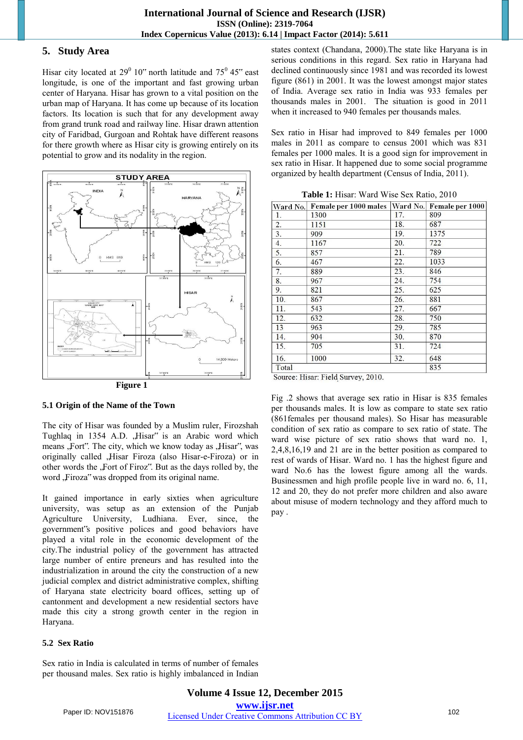## 5. Study Area

Hisar city located at $29^0$ 10" north latitude and $75^0$ 45" east longitude, is one of the important and fast growing urban center of Haryana. Hisar has grown to a vital position on the urban map of Haryana. It has come up because of its location factors. Its location is such that for any development away from grand trunk road and railway line. Hisar drawn attention city of Faridbad, Gurgoan and Rohtak have different reasons for there growth where as Hisar city is growing entirely on its potential to grow and its nodality in the region.

Figure 1

### 5.1 Origin of the Name of the Town

The city of Hisar was founded by a Muslim ruler, Firozshah Tughlaq in 1354 A.D. „Hisar" is an Arabic word which means „Fort". The city, which we know today as „Hisar", was originally called „Hisar Firoza (also Hisar-e-Firoza) or in other words the „Fort of Firoz". But as the days rolled by, the word „Firoza" was dropped from its original name.

It gained importance in early sixties when agriculture university, was setup as an extension of the Punjab Agriculture University, Ludhiana. Ever, since, the government"s positive polices and good behaviors have played a vital role in the economic development of the city.The industrial policy of the government has attracted large number of entire preneurs and has resulted into the industrialization in around the city the construction of a new judicial complex and district administrative complex, shifting of Haryana state electricity board offices, setting up of cantonment and development a new residential sectors have made this city a strong growth center in the region in Haryana.

### 5.2 Sex Ratio

Sex ratio in India is calculated in terms of number of females per thousand males. Sex ratio is highly imbalanced in Indian states context (Chandana, 2000).The state like Haryana is in serious conditions in this regard. Sex ratio in Haryana had declined continuously since 1981 and was recorded its lowest figure (861) in 2001. It was the lowest amongst major states of India. Average sex ratio in India was 933 females per thousands males in 2001. The situation is good in 2011 when it increased to 940 females per thousands males.

Sex ratio in Hisar had improved to 849 females per 1000 males in 2011 as compare to census 2001 which was 831 females per 1000 males. It is a good sign for improvement in sex ratio in Hisar. It happened due to some social programme organized by health department (Census of India, 2011).

**Table 1:** Hisar: Ward Wise Sex Ratio, 2010

| Ward No. | Female per 1000 males | Ward No. | Female per 1000 |
|---|---|---|---|
| 1. | 1300 | 17. | 809 |
| 2. | 1151 | 18. | 687 |
| 3. | 909 | 19. | 1375 |
| 4. | 1167 | 20. | 722 |
| 5. | 857 | 21. | 789 |
| 6. | 467 | 22. | 1033 |
| 7. | 889 | 23. | 846 |
| 8. | 967 | 24. | 754 |
| 9. | 821 | 25. | 625 |
| 10. | 867 | 26. | 881 |
| 11. | 543 | 27. | 667 |
| 12. | 632 | 28. | 750 |
| 13 | 963 | 29. | 785 |
| 14. | 904 | 30. | 870 |
| 15. | 705 | 31. | 724 |
| 16. | 1000 | 32. | 648 |
| Total | | | 835 |

Source: Hisar: Field Survey, 2010.

Fig .2 shows that average sex ratio in Hisar is 835 females per thousands males. It is low as compare to state sex ratio (861females per thousand males). So Hisar has measurable condition of sex ratio as compare to sex ratio of state. The ward wise picture of sex ratio shows that ward no. 1, 2,4,8,16,19 and 21 are in the better position as compared to rest of wards of Hisar. Ward no. 1 has the highest figure and ward No.6 has the lowest figure among all the wards. Businessmen and high profile people live in ward no. 6, 11, 12 and 20, they do not prefer more children and also aware about misuse of modern technology and they afford much to pay .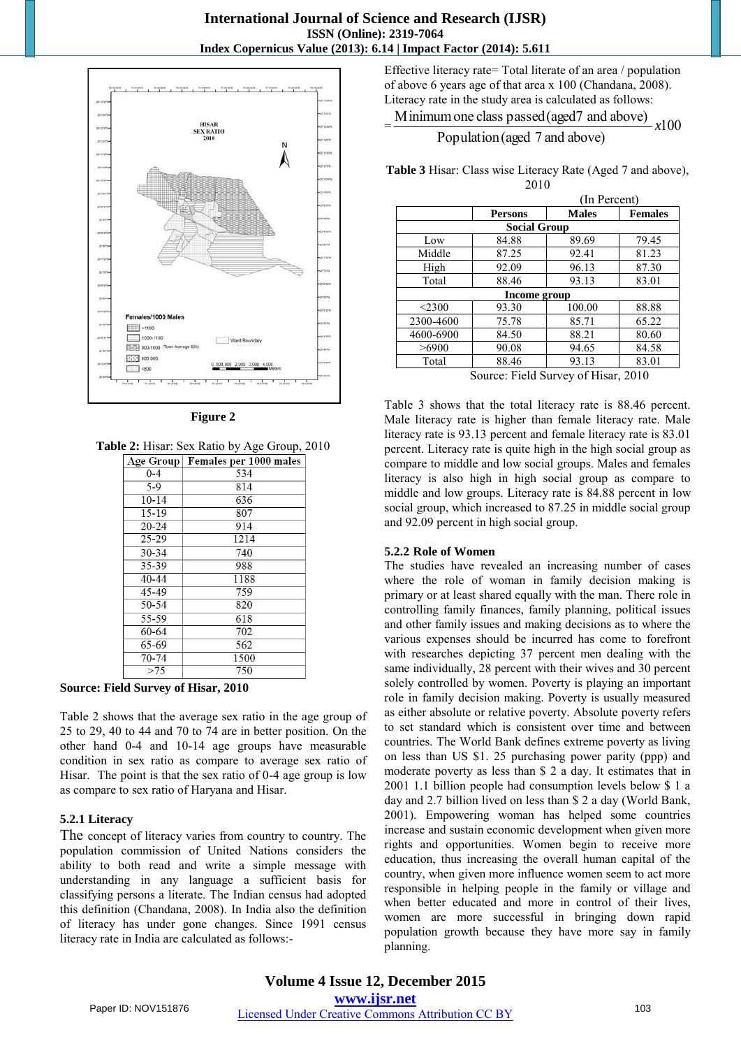Figure 2

**Table 2:** Hisar: Sex Ratio by Age Group, 2010

| Age Group | Females per 1000 males |
|---|---|
| 0-4 | 534 |
| 5-9 | 814 |
| 10-14 | 636 |
| 15-19 | 807 |
| 20-24 | 914 |
| 25-29 | 1214 |
| 30-34 | 740 |
| 35-39 | 988 |
| 40-44 | 1188 |
| 45-49 | 759 |
| 50-54 | 820 |
| 55-59 | 618 |
| 60-64 | 702 |
| 65-69 | 562 |
| 70-74 | 1500 |
| >75 | 750 |

**Source: Field Survey of Hisar, 2010**

Table 2 shows that the average sex ratio in the age group of 25 to 29, 40 to 44 and 70 to 74 are in better position. On the other hand 0-4 and 10-14 age groups have measurable condition in sex ratio as compare to average sex ratio of Hisar. The point is that the sex ratio of 0-4 age group is low as compare to sex ratio of Haryana and Hisar.

### 5.2.1 Literacy

The concept of literacy varies from country to country. The population commission of United Nations considers the ability to both read and write a simple message with understanding in any language a sufficient basis for classifying persons a literate. The Indian census had adopted this definition (Chandana, 2008). In India also the definition of literacy has under gone changes. Since 1991 census literacy rate in India are calculated as follows:-

Effective literacy rate= Total literate of an area / population of above 6 years age of that area x 100 (Chandana, 2008).
Literacy rate in the study area is calculated as follows:

$$= \frac{\text{Minimum one class passed (aged 7 and above)}}{\text{Population (aged 7 and above)}} x100$$

**Table 3** Hisar: Class wise Literacy Rate (Aged 7 and above), 2010

(In Percent)

| | Persons | Males | Females |
|---|---|---|---|
| **Social Group** | | | |
| Low | 84.88 | 89.69 | 79.45 |
| Middle | 87.25 | 92.41 | 81.23 |
| High | 92.09 | 96.13 | 87.30 |
| Total | 88.46 | 93.13 | 83.01 |
| **Income group** | | | |
| <2300 | 93.30 | 100.00 | 88.88 |
| 2300-4600 | 75.78 | 85.71 | 65.22 |
| 4600-6900 | 84.50 | 88.21 | 80.60 |
| >6900 | 90.08 | 94.65 | 84.58 |
| Total | 88.46 | 93.13 | 83.01 |

Source: Field Survey of Hisar, 2010

Table 3 shows that the total literacy rate is 88.46 percent. Male literacy rate is higher than female literacy rate. Male literacy rate is 93.13 percent and female literacy rate is 83.01 percent. Literacy rate is quite high in the high social group as compare to middle and low social groups. Males and females literacy is also high in high social group as compare to middle and low groups. Literacy rate is 84.88 percent in low social group, which increased to 87.25 in middle social group and 92.09 percent in high social group.

### 5.2.2 Role of Women

The studies have revealed an increasing number of cases where the role of woman in family decision making is primary or at least shared equally with the man. There role in controlling family finances, family planning, political issues and other family issues and making decisions as to where the various expenses should be incurred has come to forefront with researches depicting 37 percent men dealing with the same individually, 28 percent with their wives and 30 percent solely controlled by women. Poverty is playing an important role in family decision making. Poverty is usually measured as either absolute or relative poverty. Absolute poverty refers to set standard which is consistent over time and between countries. The World Bank defines extreme poverty as living on less than US $1. 25 purchasing power parity (ppp) and moderate poverty as less than $ 2 a day. It estimates that in 2001 1.1 billion people had consumption levels below $ 1 a day and 2.7 billion lived on less than $ 2 a day (World Bank, 2001). Empowering woman has helped some countries increase and sustain economic development when given more rights and opportunities. Women begin to receive more education, thus increasing the overall human capital of the country, when given more influence women seem to act more responsible in helping people in the family or village and when better educated and more in control of their lives, women are more successful in bringing down rapid population growth because they have more say in family planning.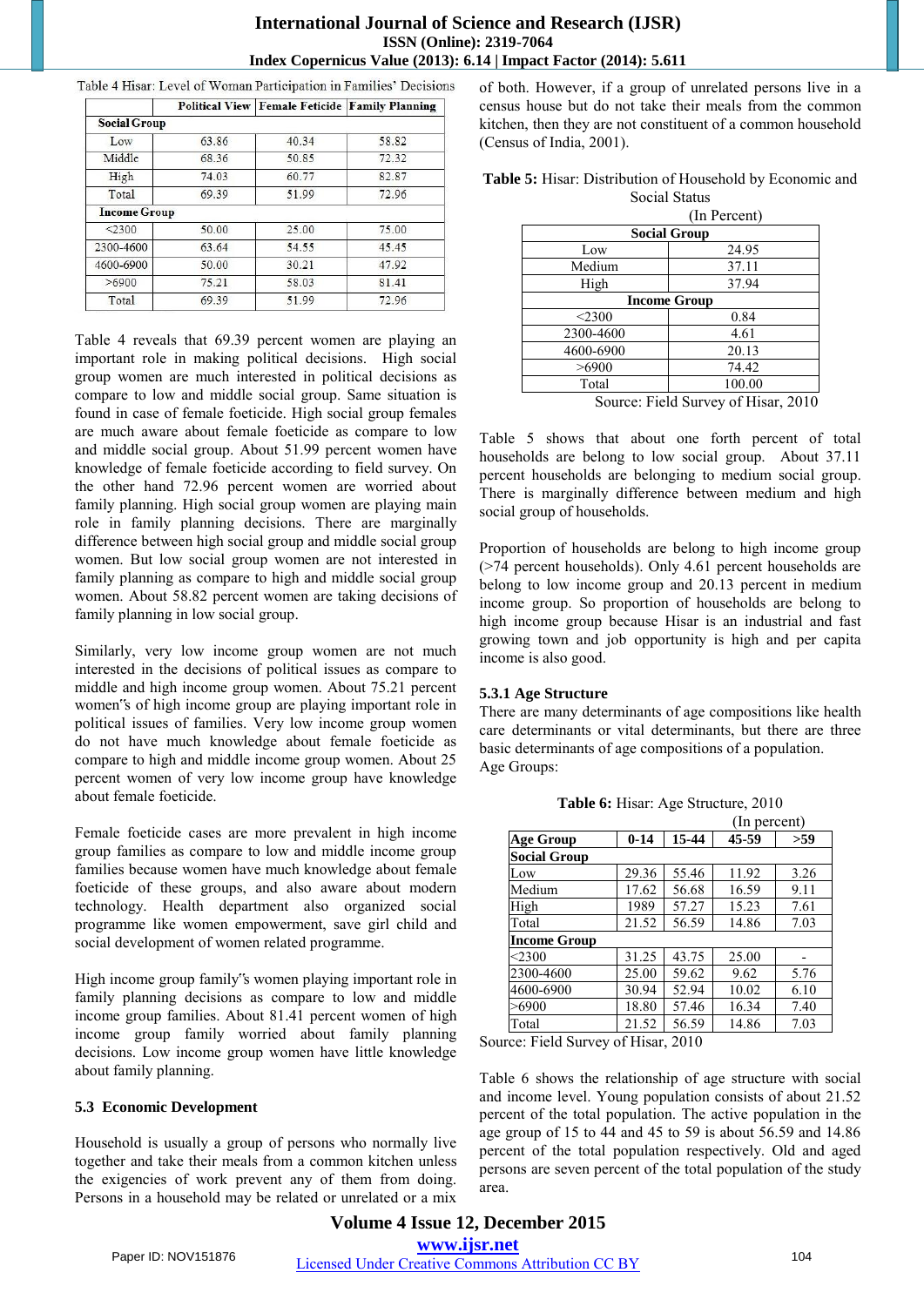Table 4 Hisar: Level of Woman Participation in Families' Decisions

| | Political View | Female Feticide | Family Planning |
|---|---|---|---|
| **Social Group** | | | |
| Low | 63.86 | 40.34 | 58.82 |
| Middle | 68.36 | 50.85 | 72.32 |
| High | 74.03 | 60.77 | 82.87 |
| Total | 69.39 | 51.99 | 72.96 |
| **Income Group** | | | |
| <2300 | 50.00 | 25.00 | 75.00 |
| 2300-4600 | 63.64 | 54.55 | 45.45 |
| 4600-6900 | 50.00 | 30.21 | 47.92 |
| >6900 | 75.21 | 58.03 | 81.41 |
| Total | 69.39 | 51.99 | 72.96 |

Table 4 reveals that 69.39 percent women are playing an important role in making political decisions. High social group women are much interested in political decisions as compare to low and middle social group. Same situation is found in case of female foeticide. High social group females are much aware about female foeticide as compare to low and middle social group. About 51.99 percent women have knowledge of female foeticide according to field survey. On the other hand 72.96 percent women are worried about family planning. High social group women are playing main role in family planning decisions. There are marginally difference between high social group and middle social group women. But low social group women are not interested in family planning as compare to high and middle social group women. About 58.82 percent women are taking decisions of family planning in low social group.

Similarly, very low income group women are not much interested in the decisions of political issues as compare to middle and high income group women. About 75.21 percent women‟s of high income group are playing important role in political issues of families. Very low income group women do not have much knowledge about female foeticide as compare to high and middle income group women. About 25 percent women of very low income group have knowledge about female foeticide.

Female foeticide cases are more prevalent in high income group families as compare to low and middle income group families because women have much knowledge about female foeticide of these groups, and also aware about modern technology. Health department also organized social programme like women empowerment, save girl child and social development of women related programme.

High income group family‟s women playing important role in family planning decisions as compare to low and middle income group families. About 81.41 percent women of high income group family worried about family planning decisions. Low income group women have little knowledge about family planning.

## 5.3 Economic Development

Household is usually a group of persons who normally live together and take their meals from a common kitchen unless the exigencies of work prevent any of them from doing. Persons in a household may be related or unrelated or a mix of both. However, if a group of unrelated persons live in a census house but do not take their meals from the common kitchen, then they are not constituent of a common household (Census of India, 2001).

**Table 5:** Hisar: Distribution of Household by Economic and Social Status

(In Percent)

| **Social Group** | |
|---|---|
| Low | 24.95 |
| Medium | 37.11 |
| High | 37.94 |
| **Income Group** | |
| <2300 | 0.84 |
| 2300-4600 | 4.61 |
| 4600-6900 | 20.13 |
| >6900 | 74.42 |
| Total | 100.00 |

Source: Field Survey of Hisar, 2010

Table 5 shows that about one forth percent of total households are belong to low social group. About 37.11 percent households are belonging to medium social group. There is marginally difference between medium and high social group of households.

Proportion of households are belong to high income group (>74 percent households). Only 4.61 percent households are belong to low income group and 20.13 percent in medium income group. So proportion of households are belong to high income group because Hisar is an industrial and fast growing town and job opportunity is high and per capita income is also good.

### 5.3.1 Age Structure

There are many determinants of age compositions like health care determinants or vital determinants, but there are three basic determinants of age compositions of a population.
Age Groups:

**Table 6:** Hisar: Age Structure, 2010

(In percent)

| **Age Group** | **0-14** | **15-44** | **45-59** | **>59** |
|---|---|---|---|---|
| **Social Group** | | | | |
| Low | 29.36 | 55.46 | 11.92 | 3.26 |
| Medium | 17.62 | 56.68 | 16.59 | 9.11 |
| High | 1989 | 57.27 | 15.23 | 7.61 |
| Total | 21.52 | 56.59 | 14.86 | 7.03 |
| **Income Group** | | | | |
| <2300 | 31.25 | 43.75 | 25.00 | - |
| 2300-4600 | 25.00 | 59.62 | 9.62 | 5.76 |
| 4600-6900 | 30.94 | 52.94 | 10.02 | 6.10 |
| >6900 | 18.80 | 57.46 | 16.34 | 7.40 |
| Total | 21.52 | 56.59 | 14.86 | 7.03 |

Source: Field Survey of Hisar, 2010

Table 6 shows the relationship of age structure with social and income level. Young population consists of about 21.52 percent of the total population. The active population in the age group of 15 to 44 and 45 to 59 is about 56.59 and 14.86 percent of the total population respectively. Old and aged persons are seven percent of the total population of the study area.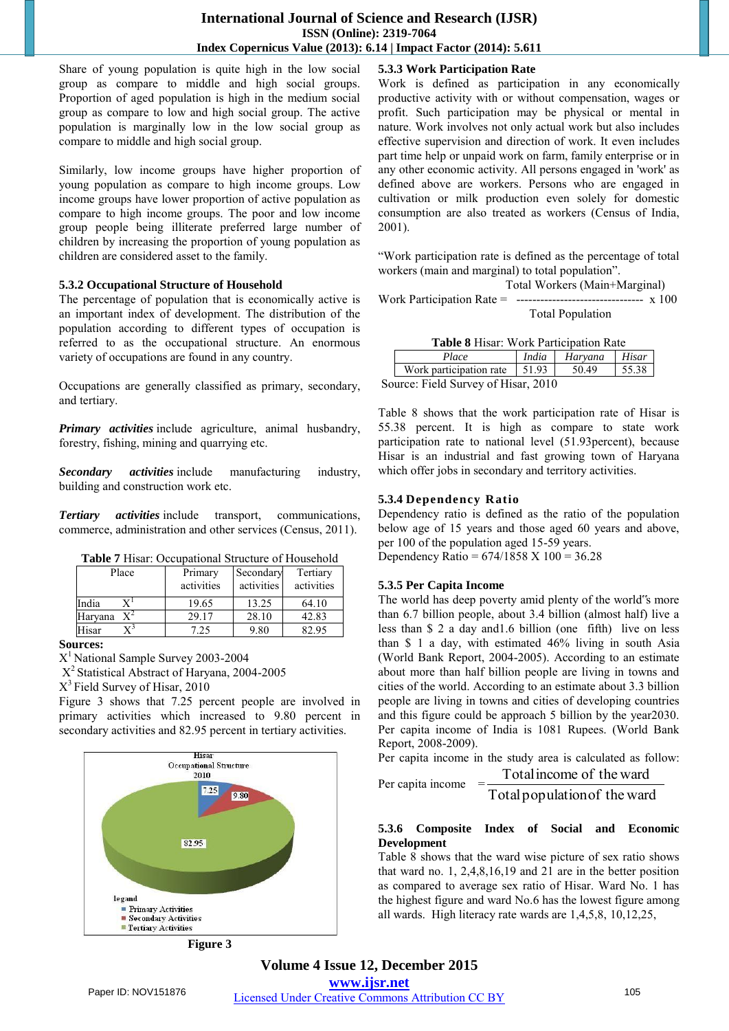Share of young population is quite high in the low social group as compare to middle and high social groups. Proportion of aged population is high in the medium social group as compare to low and high social group. The active population is marginally low in the low social group as compare to middle and high social group.

Similarly, low income groups have higher proportion of young population as compare to high income groups. Low income groups have lower proportion of active population as compare to high income groups. The poor and low income group people being illiterate preferred large number of children by increasing the proportion of young population as children are considered asset to the family.

### 5.3.2 Occupational Structure of Household

The percentage of population that is economically active is an important index of development. The distribution of the population according to different types of occupation is referred to as the occupational structure. An enormous variety of occupations are found in any country.

Occupations are generally classified as primary, secondary, and tertiary.

***Primary activities*** include agriculture, animal husbandry, forestry, fishing, mining and quarrying etc.

***Secondary activities*** include manufacturing industry, building and construction work etc.

***Tertiary activities*** include transport, communications, commerce, administration and other services (Census, 2011).

**Table 7** Hisar: Occupational Structure of Household

| Place | | Primary activities | Secondary activities | Tertiary activities |
|---|---|---|---|---|
| India | $X^1$ | 19.65 | 13.25 | 64.10 |
| Haryana | $X^2$ | 29.17 | 28.10 | 42.83 |
| Hisar | $X^3$ | 7.25 | 9.80 | 82.95 |

**Sources:**

$X^1$ National Sample Survey 2003-2004

$X^2$ Statistical Abstract of Haryana, 2004-2005

$X^3$ Field Survey of Hisar, 2010

Figure 3 shows that 7.25 percent people are involved in primary activities which increased to 9.80 percent in secondary activities and 82.95 percent in tertiary activities.

**Figure 3**

### 5.3.3 Work Participation Rate

Work is defined as participation in any economically productive activity with or without compensation, wages or profit. Such participation may be physical or mental in nature. Work involves not only actual work but also includes effective supervision and direction of work. It even includes part time help or unpaid work on farm, family enterprise or in any other economic activity. All persons engaged in 'work' as defined above are workers. Persons who are engaged in cultivation or milk production even solely for domestic consumption are also treated as workers (Census of India, 2001).

"Work participation rate is defined as the percentage of total workers (main and marginal) to total population".

$$\text{Work Participation Rate} = \frac{\text{Total Workers (Main+Marginal)}}{\text{Total Population}} \times 100$$

**Table 8** Hisar: Work Participation Rate

| *Place* | *India* | *Haryana* | *Hisar* |
|---|---|---|---|
| Work participation rate | 51.93 | 50.49 | 55.38 |

Source: Field Survey of Hisar, 2010

Table 8 shows that the work participation rate of Hisar is 55.38 percent. It is high as compare to state work participation rate to national level (51.93percent), because Hisar is an industrial and fast growing town of Haryana which offer jobs in secondary and territory activities.

### 5.3.4 Dependency Ratio

Dependency ratio is defined as the ratio of the population below age of 15 years and those aged 60 years and above, per 100 of the population aged 15-59 years.

Dependency Ratio = 674/1858 X 100 = 36.28

### 5.3.5 Per Capita Income

The world has deep poverty amid plenty of the world's more than 6.7 billion people, about 3.4 billion (almost half) live a less than $ 2 a day and1.6 billion (one fifth) live on less than $ 1 a day, with estimated 46% living in south Asia (World Bank Report, 2004-2005). According to an estimate about more than half billion people are living in towns and cities of the world. According to an estimate about 3.3 billion people are living in towns and cities of developing countries and this figure could be approach 5 billion by the year2030. Per capita income of India is 1081 Rupees. (World Bank Report, 2008-2009).

Per capita income in the study area is calculated as follow:

$$\text{Per capita income} = \frac{\text{Total income of the ward}}{\text{Total population of the ward}}$$

### 5.3.6 Composite Index of Social and Economic Development

Table 8 shows that the ward wise picture of sex ratio shows that ward no. 1, 2,4,8,16,19 and 21 are in the better position as compared to average sex ratio of Hisar. Ward No. 1 has the highest figure and ward No.6 has the lowest figure among all wards. High literacy rate wards are 1,4,5,8, 10,12,25,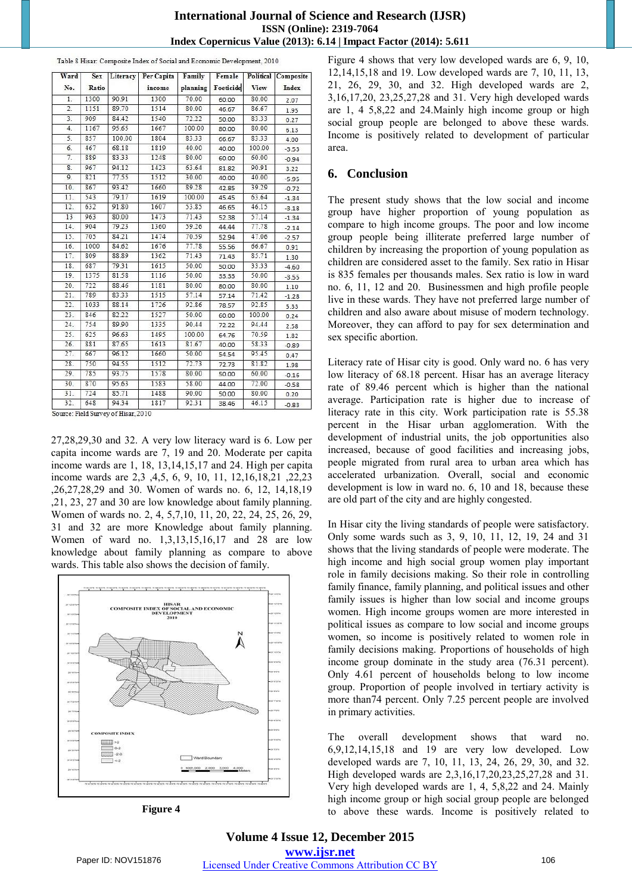Table 8 Hisar: Composite Index of Social and Economic Development, 2010

| Ward No. | Sex Ratio | Literacy | Per Capita income | Family planning | Female Foeticide | Political View | Composite Index |
|---|---|---|---|---|---|---|---|
| 1. | 1300 | 90.91 | 1300 | 70.00 | 60.00 | 80.00 | 2.07 |
| 2. | 1151 | 89.70 | 1514 | 80.00 | 46.67 | 86.67 | 1.95 |
| 3. | 909 | 84.42 | 1540 | 72.22 | 50.00 | 83.33 | 0.27 |
| 4. | 1167 | 95.65 | 1667 | 100.00 | 80.00 | 80.00 | 6.13 |
| 5. | 857 | 100.00 | 1804 | 83.33 | 66.67 | 83.33 | 4.00 |
| 6. | 467 | 68.18 | 1819 | 40.00 | 40.00 | 100.00 | -3.53 |
| 7. | 889 | 83.33 | 1248 | 80.00 | 60.00 | 60.00 | -0.94 |
| 8. | 967 | 94.12 | 1423 | 63.64 | 81.82 | 90.91 | 3.22 |
| 9. | 821 | 77.55 | 1512 | 30.00 | 40.00 | 40.00 | -5.95 |
| 10. | 867 | 93.42 | 1660 | 89.28 | 42.85 | 39.29 | -0.72 |
| 11. | 543 | 79.17 | 1619 | 100.00 | 45.45 | 63.64 | -1.34 |
| 12. | 632 | 91.80 | 1607 | 53.85 | 46.65 | 46.15 | -3.18 |
| 13 | 963 | 80.00 | 1473 | 71.43 | 52.38 | 57.14 | -1.34 |
| 14. | 904 | 79.23 | 1360 | 59.26 | 44.44 | 77.78 | -2.14 |
| 15. | 705 | 84.21 | 1474 | 70.59 | 52.94 | 47.06 | -2.57 |
| 16. | 1000 | 84.62 | 1676 | 77.78 | 55.56 | 66.67 | 0.91 |
| 17. | 809 | 88.89 | 1362 | 71.43 | 71.43 | 85.71 | 1.30 |
| 18. | 687 | 79.31 | 1615 | 50.00 | 50.00 | 33.33 | -4.60 |
| 19. | 1375 | 81.58 | 1116 | 50.00 | 33.33 | 50.00 | -3.55 |
| 20. | 722 | 88.46 | 1181 | 80.00 | 80.00 | 80.00 | 1.10 |
| 21. | 789 | 83.33 | 1515 | 57.14 | 57.14 | 71.42 | -1.28 |
| 22. | 1033 | 88.14 | 1726 | 92.86 | 78.57 | 92.85 | 5.33 |
| 23. | 846 | 82.22 | 1527 | 50.00 | 60.00 | 100.00 | 0.24 |
| 24. | 754 | 89.90 | 1335 | 90.44 | 72.22 | 94.44 | 2.58 |
| 25. | 625 | 96.63 | 1495 | 100.00 | 64.76 | 70.59 | 1.82 |
| 26. | 881 | 87.65 | 1613 | 81.67 | 40.00 | 58.33 | -0.89 |
| 27. | 667 | 96.12 | 1660 | 50.00 | 54.54 | 95.45 | 0.47 |
| 28. | 750 | 94.55 | 1512 | 72.73 | 72.73 | 81.82 | 1.98 |
| 29. | 785 | 93.75 | 1578 | 80.00 | 50.00 | 60.00 | -0.15 |
| 30. | 870 | 95.63 | 1583 | 58.00 | 44.00 | 72.00 | -0.58 |
| 31. | 724 | 85.71 | 1488 | 90.00 | 50.00 | 80.00 | 0.20 |
| 32. | 648 | 94.34 | 1817 | 92.31 | 38.46 | 46.15 | -0.83 |

Source: Field Survey of Hisar, 2010

27,28,29,30 and 32. A very low literacy ward is 6. Low per capita income wards are 7, 19 and 20. Moderate per capita income wards are 1, 18, 13,14,15,17 and 24. High per capita income wards are 2,3 ,4,5, 6, 9, 10, 11, 12,16,18,21 ,22,23 ,26,27,28,29 and 30. Women of wards no. 6, 12, 14,18,19 ,21, 23, 27 and 30 are low knowledge about family planning. Women of wards no. 2, 4, 5,7,10, 11, 20, 22, 24, 25, 26, 29, 31 and 32 are more Knowledge about family planning. Women of ward no. 1,3,13,15,16,17 and 28 are low knowledge about family planning as compare to above wards. This table also shows the decision of family.

Figure 4

Figure 4 shows that very low developed wards are 6, 9, 10, 12,14,15,18 and 19. Low developed wards are 7, 10, 11, 13, 21, 26, 29, 30, and 32. High developed wards are 2, 3,16,17,20, 23,25,27,28 and 31. Very high developed wards are 1, 4 5,8,22 and 24.Mainly high income group or high social group people are belonged to above these wards. Income is positively related to development of particular area.

## 6. Conclusion

The present study shows that the low social and income group have higher proportion of young population as compare to high income groups. The poor and low income group people being illiterate preferred large number of children by increasing the proportion of young population as children are considered asset to the family. Sex ratio in Hisar is 835 females per thousands males. Sex ratio is low in ward no. 6, 11, 12 and 20. Businessmen and high profile people live in these wards. They have not preferred large number of children and also aware about misuse of modern technology. Moreover, they can afford to pay for sex determination and sex specific abortion.

Literacy rate of Hisar city is good. Only ward no. 6 has very low literacy of 68.18 percent. Hisar has an average literacy rate of 89.46 percent which is higher than the national average. Participation rate is higher due to increase of literacy rate in this city. Work participation rate is 55.38 percent in the Hisar urban agglomeration. With the development of industrial units, the job opportunities also increased, because of good facilities and increasing jobs, people migrated from rural area to urban area which has accelerated urbanization. Overall, social and economic development is low in ward no. 6, 10 and 18, because these are old part of the city and are highly congested.

In Hisar city the living standards of people were satisfactory. Only some wards such as 3, 9, 10, 11, 12, 19, 24 and 31 shows that the living standards of people were moderate. The high income and high social group women play important role in family decisions making. So their role in controlling family finance, family planning, and political issues and other family issues is higher than low social and income groups women. High income groups women are more interested in political issues as compare to low social and income groups women, so income is positively related to women role in family decisions making. Proportions of households of high income group dominate in the study area (76.31 percent). Only 4.61 percent of households belong to low income group. Proportion of people involved in tertiary activity is more than74 percent. Only 7.25 percent people are involved in primary activities.

The overall development shows that ward no. 6,9,12,14,15,18 and 19 are very low developed. Low developed wards are 7, 10, 11, 13, 24, 26, 29, 30, and 32. High developed wards are 2,3,16,17,20,23,25,27,28 and 31. Very high developed wards are 1, 4, 5,8,22 and 24. Mainly high income group or high social group people are belonged to above these wards. Income is positively related to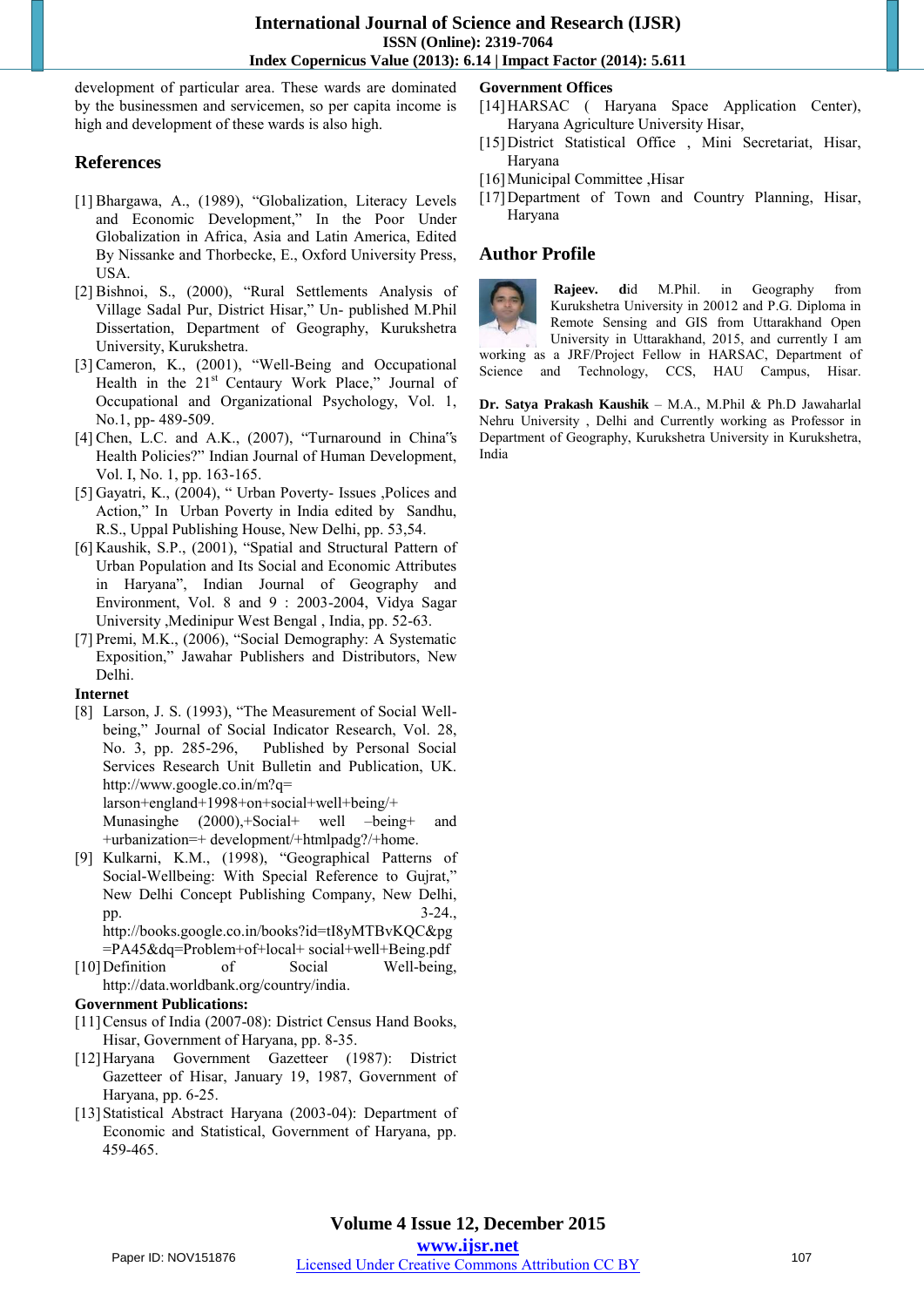development of particular area. These wards are dominated by the businessmen and servicemen, so per capita income is high and development of these wards is also high.

## References

[1] Bhargawa, A., (1989), "Globalization, Literacy Levels and Economic Development," In the Poor Under Globalization in Africa, Asia and Latin America, Edited By Nissanke and Thorbecke, E., Oxford University Press, USA.

[2] Bishnoi, S., (2000), "Rural Settlements Analysis of Village Sadal Pur, District Hisar," Un- published M.Phil Dissertation, Department of Geography, Kurukshetra University, Kurukshetra.

[3] Cameron, K., (2001), "Well-Being and Occupational Health in the 21st Centaury Work Place," Journal of Occupational and Organizational Psychology, Vol. 1, No.1, pp- 489-509.

[4] Chen, L.C. and A.K., (2007), "Turnaround in China"s Health Policies?" Indian Journal of Human Development, Vol. I, No. 1, pp. 163-165.

[5] Gayatri, K., (2004), " Urban Poverty- Issues ,Polices and Action," In Urban Poverty in India edited by Sandhu, R.S., Uppal Publishing House, New Delhi, pp. 53,54.

[6] Kaushik, S.P., (2001), "Spatial and Structural Pattern of Urban Population and Its Social and Economic Attributes in Haryana", Indian Journal of Geography and Environment, Vol. 8 and 9 : 2003-2004, Vidya Sagar University ,Medinipur West Bengal , India, pp. 52-63.

[7] Premi, M.K., (2006), "Social Demography: A Systematic Exposition," Jawahar Publishers and Distributors, New Delhi.

**Internet**

[8] Larson, J. S. (1993), "The Measurement of Social Well-being," Journal of Social Indicator Research, Vol. 28, No. 3, pp. 285-296, Published by Personal Social Services Research Unit Bulletin and Publication, UK. http://www.google.co.in/m?q= larson+england+1998+on+social+well+being/+ Munasinghe (2000),+Social+ well –being+ and +urbanization=+ development/+htmlpadg?/+home.

[9] Kulkarni, K.M., (1998), "Geographical Patterns of Social-Wellbeing: With Special Reference to Gujrat," New Delhi Concept Publishing Company, New Delhi, pp. 3-24., http://books.google.co.in/books?id=tI8yMTBvKQC&pg =PA45&dq=Problem+of+local+ social+well+Being.pdf

[10] Definition of Social Well-being, http://data.worldbank.org/country/india.

**Government Publications:**

[11] Census of India (2007-08): District Census Hand Books, Hisar, Government of Haryana, pp. 8-35.

[12] Haryana Government Gazetteer (1987): District Gazetteer of Hisar, January 19, 1987, Government of Haryana, pp. 6-25.

[13] Statistical Abstract Haryana (2003-04): Department of Economic and Statistical, Government of Haryana, pp. 459-465.

**Government Offices**

[14] HARSAC ( Haryana Space Application Center), Haryana Agriculture University Hisar,

[15] District Statistical Office , Mini Secretariat, Hisar, Haryana

[16] Municipal Committee ,Hisar

[17] Department of Town and Country Planning, Hisar, Haryana

## Author Profile

**Rajeev. d**id M.Phil. in Geography from Kurukshetra University in 20012 and P.G. Diploma in Remote Sensing and GIS from Uttarakhand Open University in Uttarakhand, 2015, and currently I am working as a JRF/Project Fellow in HARSAC, Department of Science and Technology, CCS, HAU Campus, Hisar.

**Dr. Satya Prakash Kaushik** – M.A., M.Phil & Ph.D Jawaharlal Nehru University , Delhi and Currently working as Professor in Department of Geography, Kurukshetra University in Kurukshetra, India